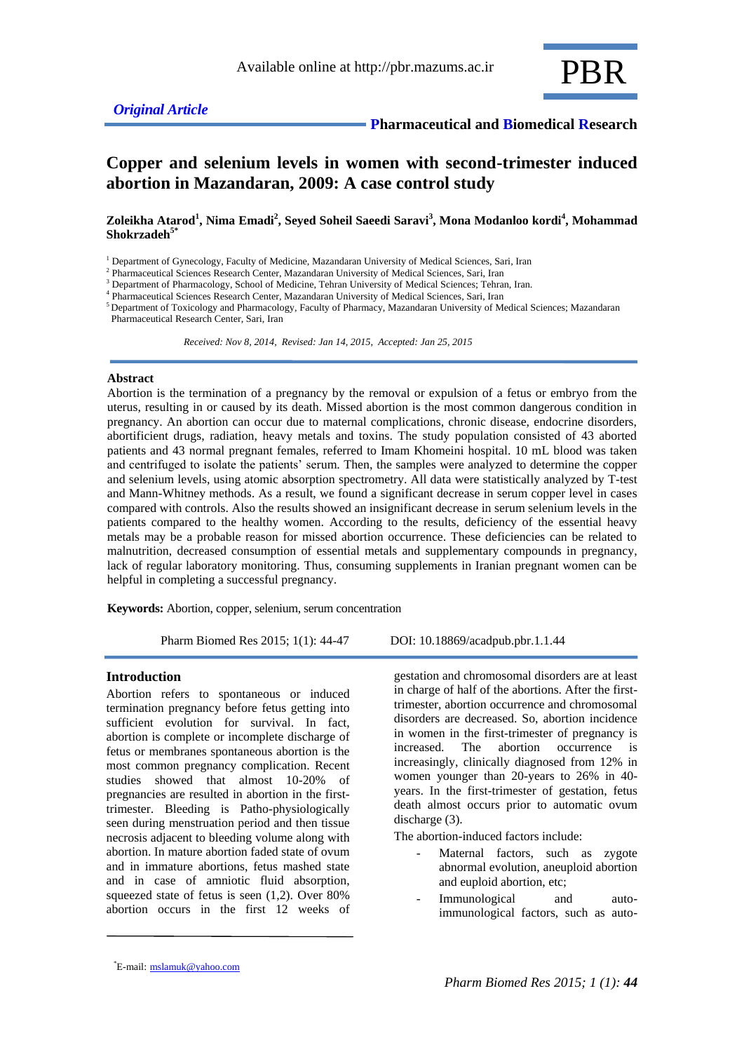*Original Article*

**Pharmaceutical and Biomedical Research**

# Copper and selenium levels in women with second-trimester induced abortion in Mazandaran, 2009: A case control study

**Zoleikha Atarod[1], Nima Emadi[2], Seyed Soheil Saeedi Saravi[3], Mona Modanloo kordi[4], Mohammad Shokrzadeh[5*]**

[1] Department of Gynecology, Faculty of Medicine, Mazandaran University of Medical Sciences, Sari, Iran
[2] Pharmaceutical Sciences Research Center, Mazandaran University of Medical Sciences, Sari, Iran
[3] Department of Pharmacology, School of Medicine, Tehran University of Medical Sciences; Tehran, Iran.
[4] Pharmaceutical Sciences Research Center, Mazandaran University of Medical Sciences, Sari, Iran
[5] Department of Toxicology and Pharmacology, Faculty of Pharmacy, Mazandaran University of Medical Sciences; Mazandaran Pharmaceutical Research Center, Sari, Iran

*Received: Nov 8, 2014, Revised: Jan 14, 2015, Accepted: Jan 25, 2015*

## Abstract

Abortion is the termination of a pregnancy by the removal or expulsion of a fetus or embryo from the uterus, resulting in or caused by its death. Missed abortion is the most common dangerous condition in pregnancy. An abortion can occur due to maternal complications, chronic disease, endocrine disorders, abortificient drugs, radiation, heavy metals and toxins. The study population consisted of 43 aborted patients and 43 normal pregnant females, referred to Imam Khomeini hospital. 10 mL blood was taken and centrifuged to isolate the patients' serum. Then, the samples were analyzed to determine the copper and selenium levels, using atomic absorption spectrometry. All data were statistically analyzed by T-test and Mann-Whitney methods. As a result, we found a significant decrease in serum copper level in cases compared with controls. Also the results showed an insignificant decrease in serum selenium levels in the patients compared to the healthy women. According to the results, deficiency of the essential heavy metals may be a probable reason for missed abortion occurrence. These deficiencies can be related to malnutrition, decreased consumption of essential metals and supplementary compounds in pregnancy, lack of regular laboratory monitoring. Thus, consuming supplements in Iranian pregnant women can be helpful in completing a successful pregnancy.

**Keywords:** Abortion, copper, selenium, serum concentration

Pharm Biomed Res 2015; 1(1): 44-47 DOI: 10.18869/acadpub.pbr.1.1.44

## Introduction

Abortion refers to spontaneous or induced termination pregnancy before fetus getting into sufficient evolution for survival. In fact, abortion is complete or incomplete discharge of fetus or membranes spontaneous abortion is the most common pregnancy complication. Recent studies showed that almost 10-20% of pregnancies are resulted in abortion in the first-trimester. Bleeding is Patho-physiologically seen during menstruation period and then tissue necrosis adjacent to bleeding volume along with abortion. In mature abortion faded state of ovum and in immature abortions, fetus mashed state and in case of amniotic fluid absorption, squeezed state of fetus is seen (1,2). Over 80% abortion occurs in the first 12 weeks of gestation and chromosomal disorders are at least in charge of half of the abortions. After the first-trimester, abortion occurrence and chromosomal disorders are decreased. So, abortion incidence in women in the first-trimester of pregnancy is increased. The abortion occurrence is increasingly, clinically diagnosed from 12% in women younger than 20-years to 26% in 40-years. In the first-trimester of gestation, fetus death almost occurs prior to automatic ovum discharge (3).

The abortion-induced factors include:

- Maternal factors, such as zygote abnormal evolution, aneuploid abortion and euploid abortion, etc;
- Immunological and auto-immunological factors, such as auto-

*E-mail: mslamuk@yahoo.com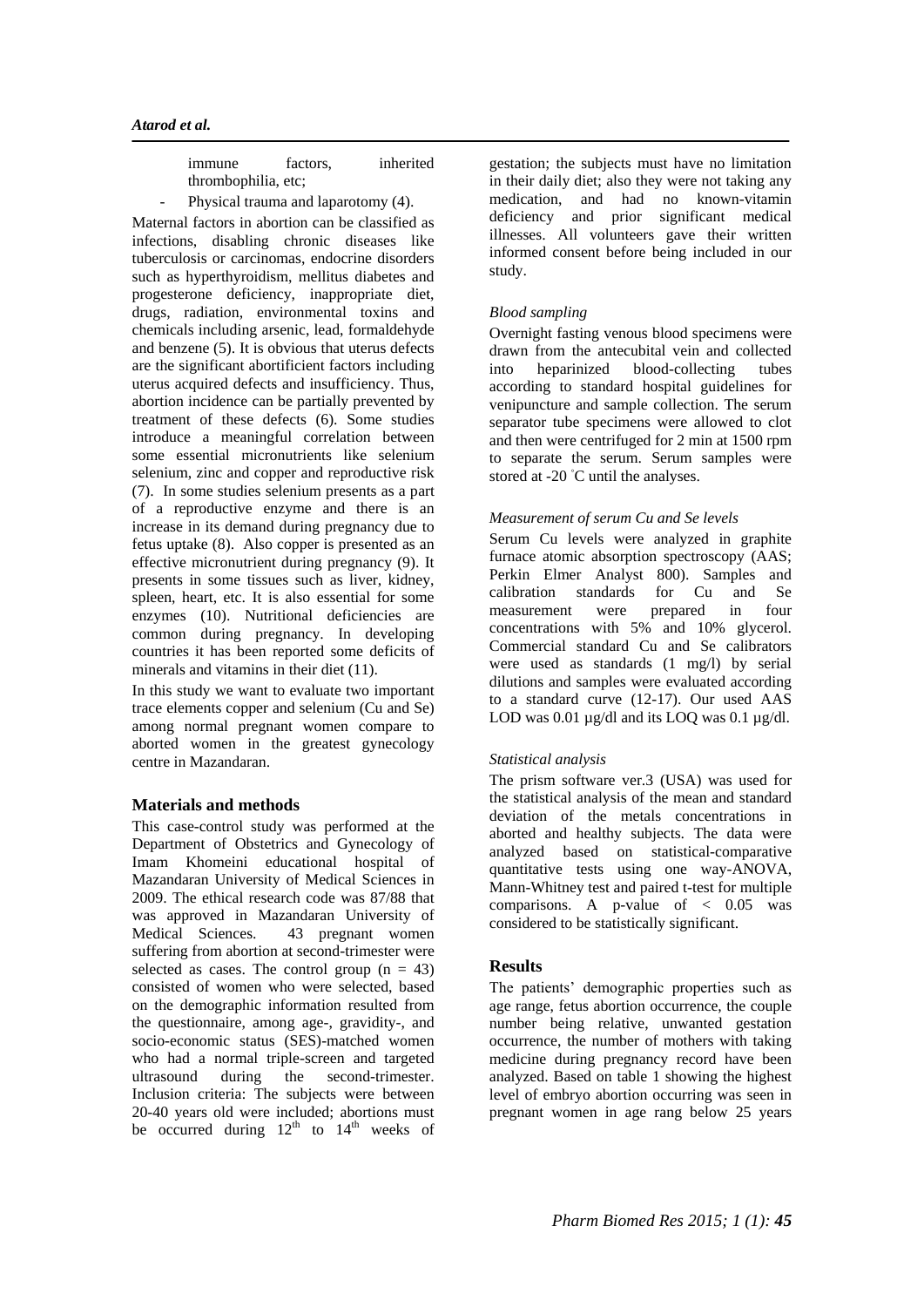immune factors, inherited thrombophilia, etc;

- Physical trauma and laparotomy (4).

Maternal factors in abortion can be classified as infections, disabling chronic diseases like tuberculosis or carcinomas, endocrine disorders such as hyperthyroidism, mellitus diabetes and progesterone deficiency, inappropriate diet, drugs, radiation, environmental toxins and chemicals including arsenic, lead, formaldehyde and benzene (5). It is obvious that uterus defects are the significant abortificient factors including uterus acquired defects and insufficiency. Thus, abortion incidence can be partially prevented by treatment of these defects (6). Some studies introduce a meaningful correlation between some essential micronutrients like selenium selenium, zinc and copper and reproductive risk (7). In some studies selenium presents as a part of a reproductive enzyme and there is an increase in its demand during pregnancy due to fetus uptake (8). Also copper is presented as an effective micronutrient during pregnancy (9). It presents in some tissues such as liver, kidney, spleen, heart, etc. It is also essential for some enzymes (10). Nutritional deficiencies are common during pregnancy. In developing countries it has been reported some deficits of minerals and vitamins in their diet (11).

In this study we want to evaluate two important trace elements copper and selenium (Cu and Se) among normal pregnant women compare to aborted women in the greatest gynecology centre in Mazandaran.

## Materials and methods

This case-control study was performed at the Department of Obstetrics and Gynecology of Imam Khomeini educational hospital of Mazandaran University of Medical Sciences in 2009. The ethical research code was 87/88 that was approved in Mazandaran University of Medical Sciences. 43 pregnant women suffering from abortion at second-trimester were selected as cases. The control group ($n = 43$) consisted of women who were selected, based on the demographic information resulted from the questionnaire, among age-, gravidity-, and socio-economic status (SES)-matched women who had a normal triple-screen and targeted ultrasound during the second-trimester. Inclusion criteria: The subjects were between 20-40 years old were included; abortions must be occurred during 12th to 14th weeks of gestation; the subjects must have no limitation in their daily diet; also they were not taking any medication, and had no known-vitamin deficiency and prior significant medical illnesses. All volunteers gave their written informed consent before being included in our study.

### *Blood sampling*

Overnight fasting venous blood specimens were drawn from the antecubital vein and collected into heparinized blood-collecting tubes according to standard hospital guidelines for venipuncture and sample collection. The serum separator tube specimens were allowed to clot and then were centrifuged for 2 min at 1500 rpm to separate the serum. Serum samples were stored at -20 ˚C until the analyses.

### *Measurement of serum Cu and Se levels*

Serum Cu levels were analyzed in graphite furnace atomic absorption spectroscopy (AAS; Perkin Elmer Analyst 800). Samples and calibration standards for Cu and Se measurement were prepared in four concentrations with 5% and 10% glycerol. Commercial standard Cu and Se calibrators were used as standards (1 mg/l) by serial dilutions and samples were evaluated according to a standard curve (12-17). Our used AAS LOD was 0.01 µg/dl and its LOQ was 0.1 µg/dl.

### *Statistical analysis*

The prism software ver.3 (USA) was used for the statistical analysis of the mean and standard deviation of the metals concentrations in aborted and healthy subjects. The data were analyzed based on statistical-comparative quantitative tests using one way-ANOVA, Mann-Whitney test and paired t-test for multiple comparisons. A p-value of $< 0.05$ was considered to be statistically significant.

## Results

The patients' demographic properties such as age range, fetus abortion occurrence, the couple number being relative, unwanted gestation occurrence, the number of mothers with taking medicine during pregnancy record have been analyzed. Based on table 1 showing the highest level of embryo abortion occurring was seen in pregnant women in age rang below 25 years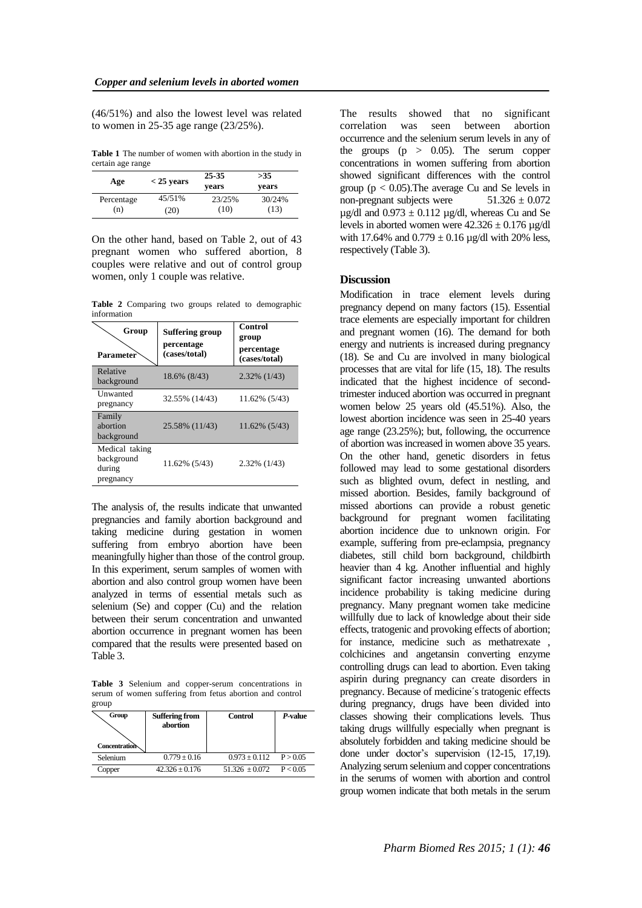(46/51%) and also the lowest level was related to women in 25-35 age range (23/25%).

**Table 1** The number of women with abortion in the study in certain age range

| Age | < 25 years | 25-35 years | >35 years |
|---|---|---|---|
| Percentage (n) | 45/51% (20) | 23/25% (10) | 30/24% (13) |

On the other hand, based on Table 2, out of 43 pregnant women who suffered abortion, 8 couples were relative and out of control group women, only 1 couple was relative.

**Table 2** Comparing two groups related to demographic information

| Group / Parameter | Suffering group percentage (cases/total) | Control group percentage (cases/total) |
|---|---|---|
| Relative background | 18.6% (8/43) | 2.32% (1/43) |
| Unwanted pregnancy | 32.55% (14/43) | 11.62% (5/43) |
| Family abortion background | 25.58% (11/43) | 11.62% (5/43) |
| Medical taking background during pregnancy | 11.62% (5/43) | 2.32% (1/43) |

The analysis of, the results indicate that unwanted pregnancies and family abortion background and taking medicine during gestation in women suffering from embryo abortion have been meaningfully higher than those of the control group. In this experiment, serum samples of women with abortion and also control group women have been analyzed in terms of essential metals such as selenium (Se) and copper (Cu) and the relation between their serum concentration and unwanted abortion occurrence in pregnant women has been compared that the results were presented based on Table 3.

**Table 3** Selenium and copper-serum concentrations in serum of women suffering from fetus abortion and control group

| Group / Concentration | Suffering from abortion | Control | *P*-value |
|---|---|---|---|
| Selenium | $0.779 \pm 0.16$ | $0.973 \pm 0.112$ | $P > 0.05$ |
| Copper | $42.326 \pm 0.176$ | $51.326 \pm 0.072$ | $P < 0.05$ |

The results showed that no significant correlation was seen between abortion occurrence and the selenium serum levels in any of the groups ($p > 0.05$). The serum copper concentrations in women suffering from abortion showed significant differences with the control group ($p < 0.05$).The average Cu and Se levels in non-pregnant subjects were $51.326 \pm 0.072$ µg/dl and $0.973 \pm 0.112$ µg/dl, whereas Cu and Se levels in aborted women were $42.326 \pm 0.176$ µg/dl with 17.64% and $0.779 \pm 0.16$ µg/dl with 20% less, respectively (Table 3).

## Discussion

Modification in trace element levels during pregnancy depend on many factors (15). Essential trace elements are especially important for children and pregnant women (16). The demand for both energy and nutrients is increased during pregnancy (18). Se and Cu are involved in many biological processes that are vital for life (15, 18). The results indicated that the highest incidence of second-trimester induced abortion was occurred in pregnant women below 25 years old (45.51%). Also, the lowest abortion incidence was seen in 25-40 years age range (23.25%); but, following, the occurrence of abortion was increased in women above 35 years. On the other hand, genetic disorders in fetus followed may lead to some gestational disorders such as blighted ovum, defect in nestling, and missed abortion. Besides, family background of missed abortions can provide a robust genetic background for pregnant women facilitating abortion incidence due to unknown origin. For example, suffering from pre-eclampsia, pregnancy diabetes, still child born background, childbirth heavier than 4 kg. Another influential and highly significant factor increasing unwanted abortions incidence probability is taking medicine during pregnancy. Many pregnant women take medicine willfully due to lack of knowledge about their side effects, tratogenic and provoking effects of abortion; for instance, medicine such as methatrexate , colchicines and angetansin converting enzyme controlling drugs can lead to abortion. Even taking aspirin during pregnancy can create disorders in pregnancy. Because of medicine´s tratogenic effects during pregnancy, drugs have been divided into classes showing their complications levels. Thus taking drugs willfully especially when pregnant is absolutely forbidden and taking medicine should be done under doctor's supervision (12-15, 17,19). Analyzing serum selenium and copper concentrations in the serums of women with abortion and control group women indicate that both metals in the serum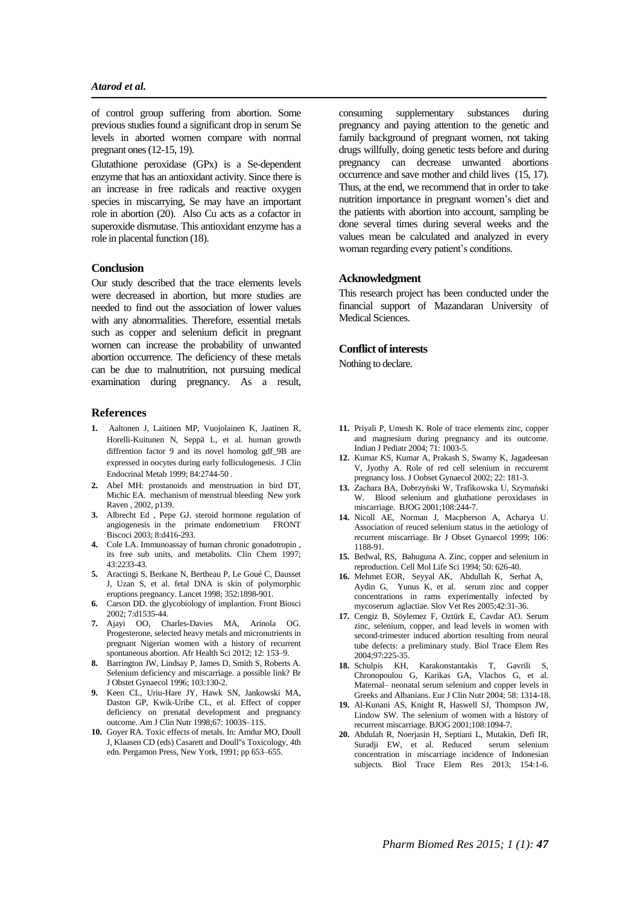of control group suffering from abortion. Some previous studies found a significant drop in serum Se levels in aborted women compare with normal pregnant ones (12-15, 19).

Glutathione peroxidase (GPx) is a Se-dependent enzyme that has an antioxidant activity. Since there is an increase in free radicals and reactive oxygen species in miscarrying, Se may have an important role in abortion (20). Also Cu acts as a cofactor in superoxide dismutase. This antioxidant enzyme has a role in placental function (18).

## Conclusion

Our study described that the trace elements levels were decreased in abortion, but more studies are needed to find out the association of lower values with any abnormalities. Therefore, essential metals such as copper and selenium deficit in pregnant women can increase the probability of unwanted abortion occurrence. The deficiency of these metals can be due to malnutrition, not pursuing medical examination during pregnancy. As a result, consuming supplementary substances during pregnancy and paying attention to the genetic and family background of pregnant women, not taking drugs willfully, doing genetic tests before and during pregnancy can decrease unwanted abortions occurrence and save mother and child lives (15, 17). Thus, at the end, we recommend that in order to take nutrition importance in pregnant women's diet and the patients with abortion into account, sampling be done several times during several weeks and the values mean be calculated and analyzed in every woman regarding every patient's conditions.

## Acknowledgment

This research project has been conducted under the financial support of Mazandaran University of Medical Sciences.

## Conflict of interests

Nothing to declare.

## References

1. Aaltonen J, Laitinen MP, Vuojolainen K, Jaatinen R, Horelli-Kuitunen N, Seppä L, et al. human growth diffrention factor 9 and its novel homolog gdf_9B are expressed in oocytes during early folliculogenesis. J Clin Endocrinal Metab 1999; 84:2744-50 .
2. Abel MH: prostanoids and menstruation in bird DT, Michic EA. mechanism of menstrual bleeding New york Raven , 2002, p139.
3. Albrecht Ed , Pepe GJ. steroid hormone regulation of angiogenesis in the primate endometrium FRONT Biscoci 2003; 8:d416-293.
4. Cole LA. Immunoassay of human chronic gonadotropin , its free sub units, and metabolits. Clin Chem 1997; 43:2233-43.
5. Aractingi S, Berkane N, Bertheau P, Le Goué C, Dausset J, Uzan S, et al. fetal DNA is skin of polymorphic eruptions pregnancy. Lancet 1998; 352:1898-901.
6. Carson DD. the glycobiology of implantion. Front Biosci 2002; 7:d1535-44.
7. Ajayi OO, Charles-Davies MA, Arinola OG. Progesterone, selected heavy metals and micronutrients in pregnant Nigerian women with a history of recurrent spontaneous abortion. Afr Health Sci 2012; 12: 153–9.
8. Barrington JW, Lindsay P, James D, Smith S, Roberts A. Selenium deficiency and miscarriage. a possible link? Br J Obstet Gynaecol 1996; 103:130-2.
9. Keen CL, Uriu-Hare JY, Hawk SN, Jankowski MA, Daston GP, Kwik-Uribe CL, et al. Effect of copper deficiency on prenatal development and pregnancy outcome. Am J Clin Nutr 1998;67: 1003S–11S.
10. Goyer RA. Toxic effects of metals. In: Amdur MO, Doull J, Klaasen CD (eds) Casarett and Doull"s Toxicology, 4th edn. Pergamon Press, New York, 1991; pp 653–655.
11. Priyali P, Umesh K. Role of trace elements zinc, copper and magnesium during pregnancy and its outcome. Indian J Pediatr 2004; 71: 1003-5.
12. Kumar KS, Kumar A, Prakash S, Swamy K, Jagadeesan V, Jyothy A. Role of red cell selenium in reccuremt pregnancy loss. J Oobset Gynaecol 2002; 22: 181-3.
13. Zachara BA, Dobrzyński W, Trafikowska U, Szymański W. Blood selenium and gluthatione peroxidases in miscarriage. BJOG 2001;108:244-7.
14. Nicoll AE, Norman J, Macpherson A, Acharya U. Association of reuced selenium status in the aetiology of recurrent miscarriage. Br J Obset Gynaecol 1999; 106: 1188-91.
15. Bedwal, RS, Bahuguna A. Zinc, copper and selenium in reproduction. Cell Mol Life Sci 1994; 50: 626-40.
16. Mehmet EOR, Seyyal AK, Abdullah K, Serhat A, Aydin G, Yunus K, et al. serum zinc and copper concentrations in rams experimentally infected by mycoserum aglactiae. Slov Vet Res 2005;42:31-36.
17. Cengiz B, Söylemez F, Oztürk E, Cavdar AO. Serum zinc, selenium, copper, and lead levels in women with second-trimester induced abortion resulting from neural tube defects: a preliminary study. Biol Trace Elem Res 2004;97:225-35.
18. Schulpis KH, Karakonstantakis T, Gavrili S, Chronopoulou G, Karikas GA, Vlachos G, et al. Maternal– neonatal serum selenium and copper levels in Greeks and Albanians. Eur J Clin Nutr 2004; 58: 1314-18.
19. Al-Kunani AS, Knight R, Haswell SJ, Thompson JW, Lindow SW. The selenium of women with a history of recurrent miscarriage. BJOG 2001;108:1094-7.
20. Abdulah R, Noerjasin H, Septiani L, Mutakin, Defi IR, Suradji EW, et al. Reduced serum selenium concentration in miscarriage incidence of Indonesian subjects. Biol Trace Elem Res 2013; 154:1-6.